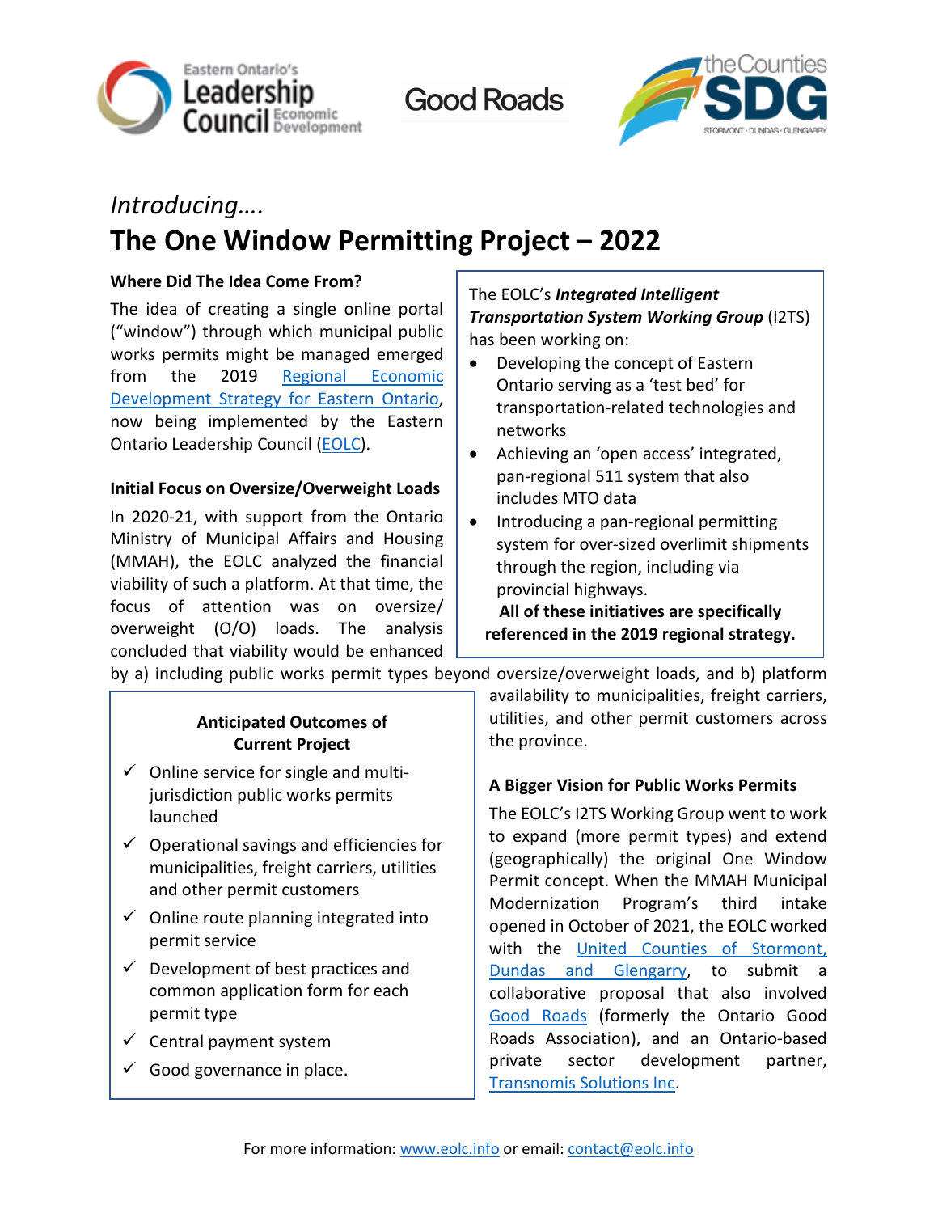Eastern Ontario's Leadership Council Economic Development

Good Roads

the Counties SDG Stormont · Dundas · Glengarry

*Introducing….*

# The One Window Permitting Project – 2022

### Where Did The Idea Come From?

The idea of creating a single online portal ("window") through which municipal public works permits might be managed emerged from the 2019 Regional Economic Development Strategy for Eastern Ontario, now being implemented by the Eastern Ontario Leadership Council (EOLC).

### Initial Focus on Oversize/Overweight Loads

In 2020-21, with support from the Ontario Ministry of Municipal Affairs and Housing (MMAH), the EOLC analyzed the financial viability of such a platform. At that time, the focus of attention was on oversize/ overweight (O/O) loads. The analysis concluded that viability would be enhanced by a) including public works permit types beyond oversize/overweight loads, and b) platform availability to municipalities, freight carriers, utilities, and other permit customers across the province.

The EOLC's ***Integrated Intelligent Transportation System Working Group*** (I2TS) has been working on:

- Developing the concept of Eastern Ontario serving as a 'test bed' for transportation-related technologies and networks
- Achieving an 'open access' integrated, pan-regional 511 system that also includes MTO data
- Introducing a pan-regional permitting system for over-sized overlimit shipments through the region, including via provincial highways.

**All of these initiatives are specifically referenced in the 2019 regional strategy.**

### A Bigger Vision for Public Works Permits

The EOLC's I2TS Working Group went to work to expand (more permit types) and extend (geographically) the original One Window Permit concept. When the MMAH Municipal Modernization Program's third intake opened in October of 2021, the EOLC worked with the United Counties of Stormont, Dundas and Glengarry, to submit a collaborative proposal that also involved Good Roads (formerly the Ontario Good Roads Association), and an Ontario-based private sector development partner, Transnomis Solutions Inc.

**Anticipated Outcomes of Current Project**

- ✓ Online service for single and multi-jurisdiction public works permits launched
- ✓ Operational savings and efficiencies for municipalities, freight carriers, utilities and other permit customers
- ✓ Online route planning integrated into permit service
- ✓ Development of best practices and common application form for each permit type
- ✓ Central payment system
- ✓ Good governance in place.

For more information: www.eolc.info or email: contact@eolc.info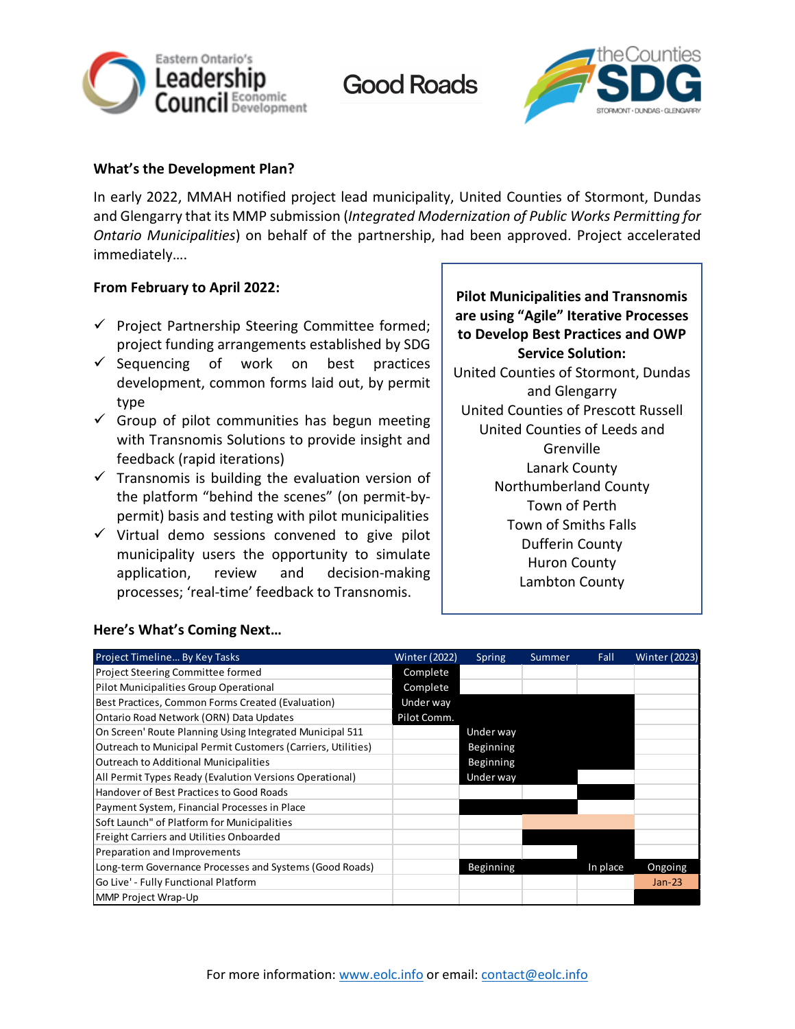## What's the Development Plan?

In early 2022, MMAH notified project lead municipality, United Counties of Stormont, Dundas and Glengarry that its MMP submission (*Integrated Modernization of Public Works Permitting for Ontario Municipalities*) on behalf of the partnership, had been approved. Project accelerated immediately….

### From February to April 2022:

- ✓ Project Partnership Steering Committee formed; project funding arrangements established by SDG
- ✓ Sequencing of work on best practices development, common forms laid out, by permit type
- ✓ Group of pilot communities has begun meeting with Transnomis Solutions to provide insight and feedback (rapid iterations)
- ✓ Transnomis is building the evaluation version of the platform "behind the scenes" (on permit-by-permit) basis and testing with pilot municipalities
- ✓ Virtual demo sessions convened to give pilot municipality users the opportunity to simulate application, review and decision-making processes; 'real-time' feedback to Transnomis.

**Pilot Municipalities and Transnomis are using "Agile" Iterative Processes to Develop Best Practices and OWP Service Solution:**

United Counties of Stormont, Dundas and Glengarry
United Counties of Prescott Russell
United Counties of Leeds and Grenville
Lanark County
Northumberland County
Town of Perth
Town of Smiths Falls
Dufferin County
Huron County
Lambton County

### Here's What's Coming Next…

| Project Timeline… By Key Tasks | Winter (2022) | Spring | Summer | Fall | Winter (2023) |
|---|---|---|---|---|---|
| Project Steering Committee formed | Complete | | | | |
| Pilot Municipalities Group Operational | Complete | | | | |
| Best Practices, Common Forms Created (Evaluation) | Under way | | | | |
| Ontario Road Network (ORN) Data Updates | Pilot Comm. | | | | |
| On Screen' Route Planning Using Integrated Municipal 511 | | Under way | | | |
| Outreach to Municipal Permit Customers (Carriers, Utilities) | | Beginning | | | |
| Outreach to Additional Municipalities | | Beginning | | | |
| All Permit Types Ready (Evalution Versions Operational) | | Under way | | | |
| Handover of Best Practices to Good Roads | | | | | |
| Payment System, Financial Processes in Place | | | | | |
| Soft Launch" of Platform for Municipalities | | | | | |
| Freight Carriers and Utilities Onboarded | | | | | |
| Preparation and Improvements | | | | | |
| Long-term Governance Processes and Systems (Good Roads) | | Beginning | | In place | Ongoing |
| Go Live' - Fully Functional Platform | | | | | Jan-23 |
| MMP Project Wrap-Up | | | | | |

For more information: www.eolc.info or email: contact@eolc.info